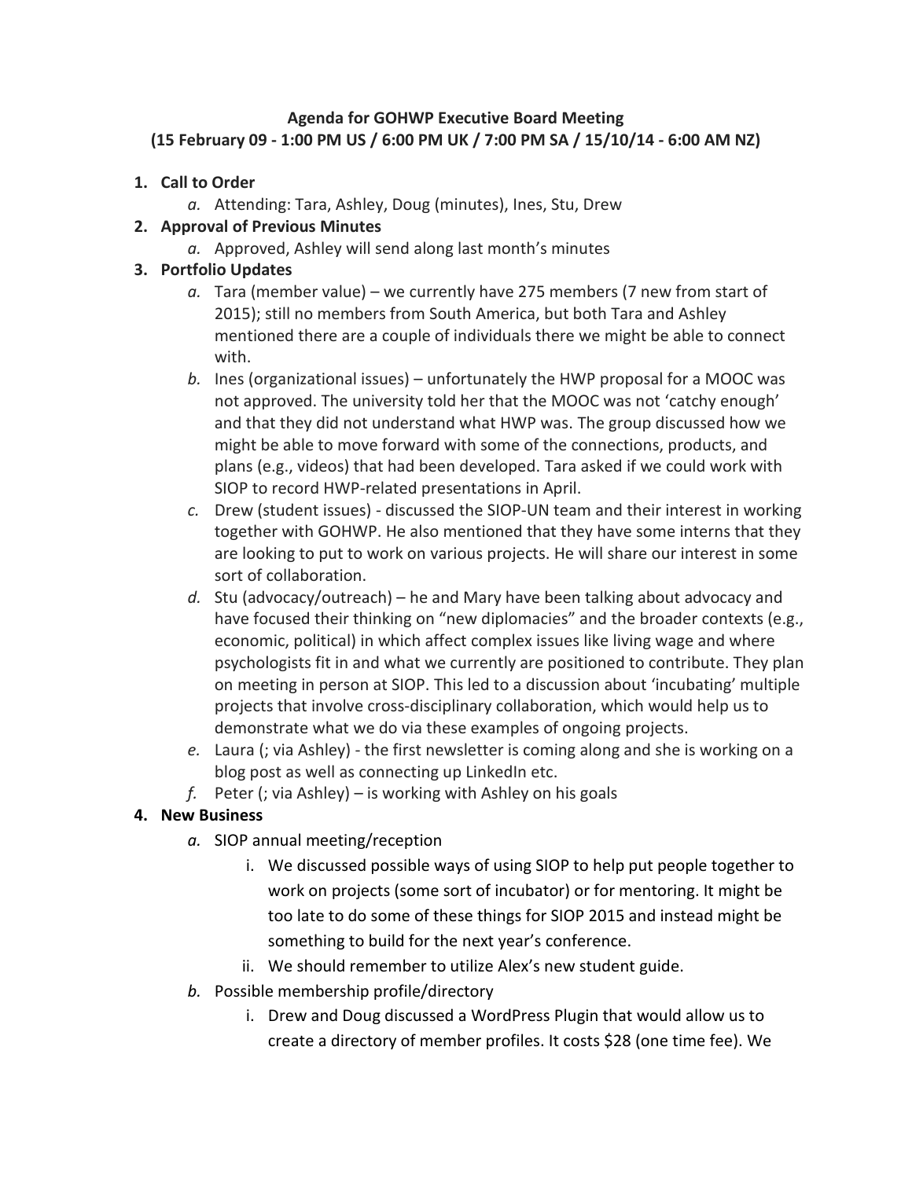**Agenda for GOHWP Executive Board Meeting**
**(15 February 09 - 1:00 PM US / 6:00 PM UK / 7:00 PM SA / 15/10/14 - 6:00 AM NZ)**

1. **Call to Order**
    a. Attending: Tara, Ashley, Doug (minutes), Ines, Stu, Drew
2. **Approval of Previous Minutes**
    a. Approved, Ashley will send along last month's minutes
3. **Portfolio Updates**
    a. Tara (member value) – we currently have 275 members (7 new from start of 2015); still no members from South America, but both Tara and Ashley mentioned there are a couple of individuals there we might be able to connect with.
    b. Ines (organizational issues) – unfortunately the HWP proposal for a MOOC was not approved. The university told her that the MOOC was not 'catchy enough' and that they did not understand what HWP was. The group discussed how we might be able to move forward with some of the connections, products, and plans (e.g., videos) that had been developed. Tara asked if we could work with SIOP to record HWP-related presentations in April.
    c. Drew (student issues) - discussed the SIOP-UN team and their interest in working together with GOHWP. He also mentioned that they have some interns that they are looking to put to work on various projects. He will share our interest in some sort of collaboration.
    d. Stu (advocacy/outreach) – he and Mary have been talking about advocacy and have focused their thinking on "new diplomacies" and the broader contexts (e.g., economic, political) in which affect complex issues like living wage and where psychologists fit in and what we currently are positioned to contribute. They plan on meeting in person at SIOP. This led to a discussion about 'incubating' multiple projects that involve cross-disciplinary collaboration, which would help us to demonstrate what we do via these examples of ongoing projects.
    e. Laura (; via Ashley) - the first newsletter is coming along and she is working on a blog post as well as connecting up LinkedIn etc.
    f. Peter (; via Ashley) – is working with Ashley on his goals
4. **New Business**
    a. SIOP annual meeting/reception
        i. We discussed possible ways of using SIOP to help put people together to work on projects (some sort of incubator) or for mentoring. It might be too late to do some of these things for SIOP 2015 and instead might be something to build for the next year's conference.
        ii. We should remember to utilize Alex's new student guide.
    b. Possible membership profile/directory
        i. Drew and Doug discussed a WordPress Plugin that would allow us to create a directory of member profiles. It costs $28 (one time fee). We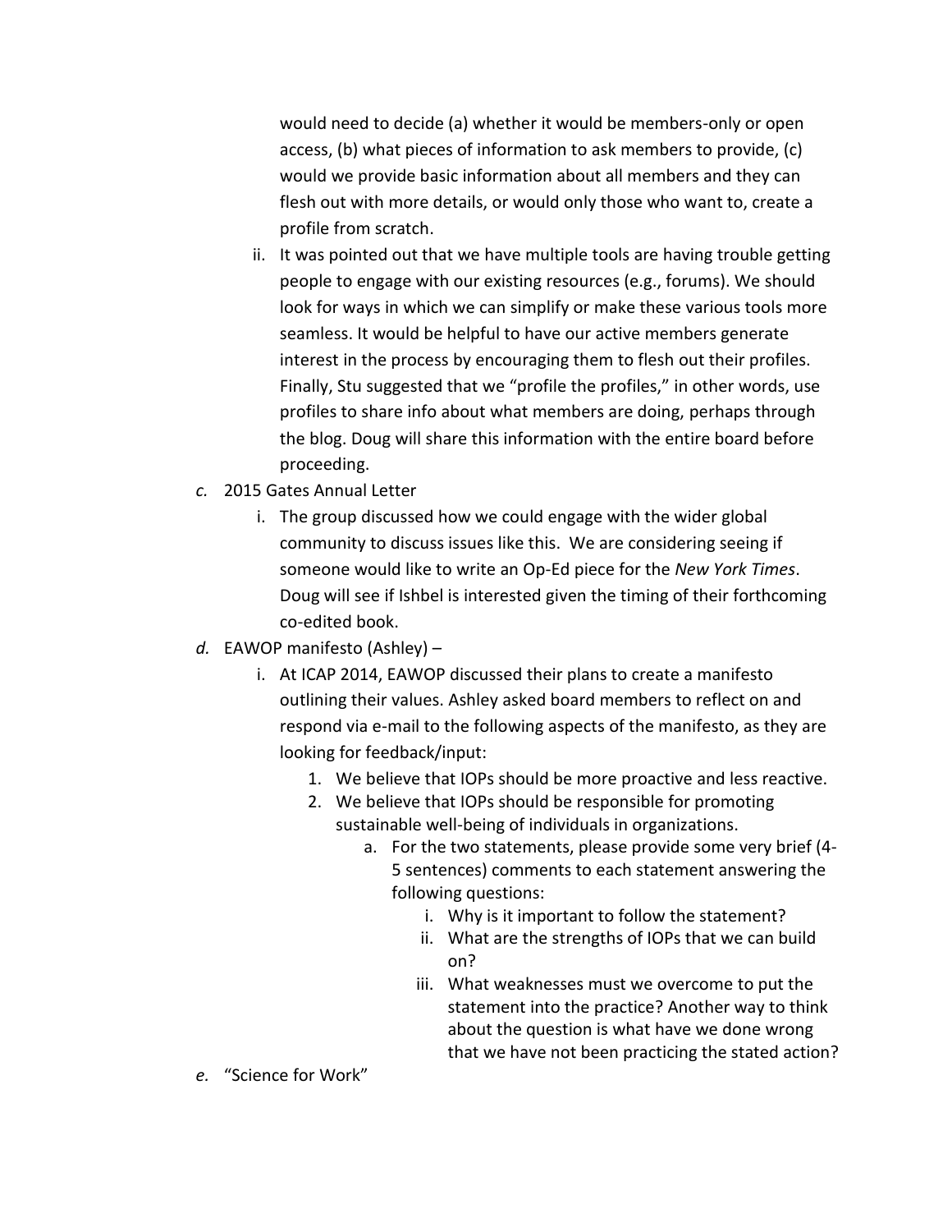would need to decide (a) whether it would be members-only or open access, (b) what pieces of information to ask members to provide, (c) would we provide basic information about all members and they can flesh out with more details, or would only those who want to, create a profile from scratch.

   ii. It was pointed out that we have multiple tools are having trouble getting people to engage with our existing resources (e.g., forums). We should look for ways in which we can simplify or make these various tools more seamless. It would be helpful to have our active members generate interest in the process by encouraging them to flesh out their profiles. Finally, Stu suggested that we "profile the profiles," in other words, use profiles to share info about what members are doing, perhaps through the blog. Doug will share this information with the entire board before proceeding.

*c.* 2015 Gates Annual Letter

   i. The group discussed how we could engage with the wider global community to discuss issues like this. We are considering seeing if someone would like to write an Op-Ed piece for the *New York Times*. Doug will see if Ishbel is interested given the timing of their forthcoming co-edited book.

*d.* EAWOP manifesto (Ashley) –

   i. At ICAP 2014, EAWOP discussed their plans to create a manifesto outlining their values. Ashley asked board members to reflect on and respond via e-mail to the following aspects of the manifesto, as they are looking for feedback/input:

      1. We believe that IOPs should be more proactive and less reactive.
      2. We believe that IOPs should be responsible for promoting sustainable well-being of individuals in organizations.
         a. For the two statements, please provide some very brief (4-5 sentences) comments to each statement answering the following questions:
            i. Why is it important to follow the statement?
            ii. What are the strengths of IOPs that we can build on?
            iii. What weaknesses must we overcome to put the statement into the practice? Another way to think about the question is what have we done wrong that we have not been practicing the stated action?

*e.* "Science for Work"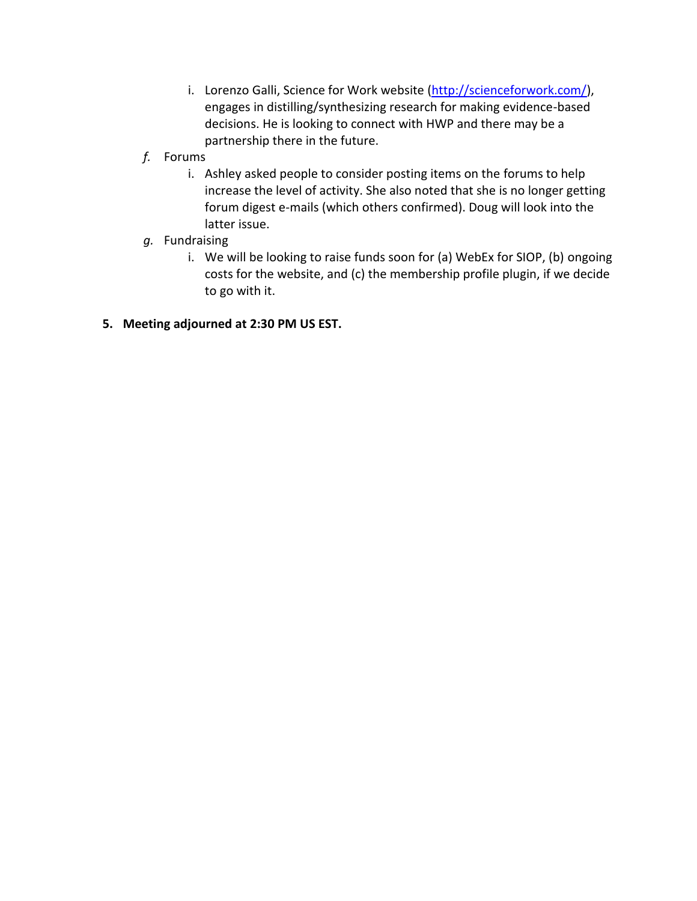i. Lorenzo Galli, Science for Work website ([http://scienceforwork.com/](http://scienceforwork.com/)), engages in distilling/synthesizing research for making evidence-based decisions. He is looking to connect with HWP and there may be a partnership there in the future.

   *f.* Forums

        i. Ashley asked people to consider posting items on the forums to help increase the level of activity. She also noted that she is no longer getting forum digest e-mails (which others confirmed). Doug will look into the latter issue.

   *g.* Fundraising

        i. We will be looking to raise funds soon for (a) WebEx for SIOP, (b) ongoing costs for the website, and (c) the membership profile plugin, if we decide to go with it.

**5. Meeting adjourned at 2:30 PM US EST.**